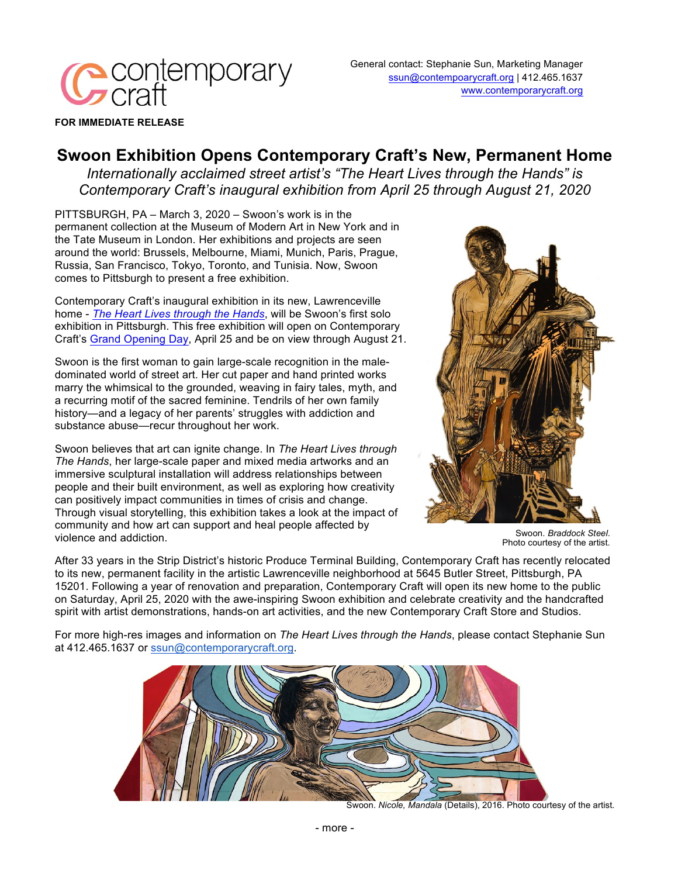contemporary craft

General contact: Stephanie Sun, Marketing Manager
ssun@contempoarycraft.org | 412.465.1637
www.contemporarycraft.org

**FOR IMMEDIATE RELEASE**

# Swoon Exhibition Opens Contemporary Craft's New, Permanent Home

*Internationally acclaimed street artist's "The Heart Lives through the Hands" is Contemporary Craft's inaugural exhibition from April 25 through August 21, 2020*

PITTSBURGH, PA – March 3, 2020 – Swoon's work is in the permanent collection at the Museum of Modern Art in New York and in the Tate Museum in London. Her exhibitions and projects are seen around the world: Brussels, Melbourne, Miami, Munich, Paris, Prague, Russia, San Francisco, Tokyo, Toronto, and Tunisia. Now, Swoon comes to Pittsburgh to present a free exhibition.

Contemporary Craft's inaugural exhibition in its new, Lawrenceville home - *The Heart Lives through the Hands*, will be Swoon's first solo exhibition in Pittsburgh. This free exhibition will open on Contemporary Craft's Grand Opening Day, April 25 and be on view through August 21.

Swoon is the first woman to gain large-scale recognition in the male-dominated world of street art. Her cut paper and hand printed works marry the whimsical to the grounded, weaving in fairy tales, myth, and a recurring motif of the sacred feminine. Tendrils of her own family history—and a legacy of her parents' struggles with addiction and substance abuse—recur throughout her work.

Swoon believes that art can ignite change. In *The Heart Lives through The Hands*, her large-scale paper and mixed media artworks and an immersive sculptural installation will address relationships between people and their built environment, as well as exploring how creativity can positively impact communities in times of crisis and change. Through visual storytelling, this exhibition takes a look at the impact of community and how art can support and heal people affected by violence and addiction.

Swoon. *Braddock Steel*. Photo courtesy of the artist.

After 33 years in the Strip District's historic Produce Terminal Building, Contemporary Craft has recently relocated to its new, permanent facility in the artistic Lawrenceville neighborhood at 5645 Butler Street, Pittsburgh, PA 15201. Following a year of renovation and preparation, Contemporary Craft will open its new home to the public on Saturday, April 25, 2020 with the awe-inspiring Swoon exhibition and celebrate creativity and the handcrafted spirit with artist demonstrations, hands-on art activities, and the new Contemporary Craft Store and Studios.

For more high-res images and information on *The Heart Lives through the Hands*, please contact Stephanie Sun at 412.465.1637 or ssun@contemporarycraft.org.

Swoon. *Nicole, Mandala* (Details), 2016. Photo courtesy of the artist.

- more -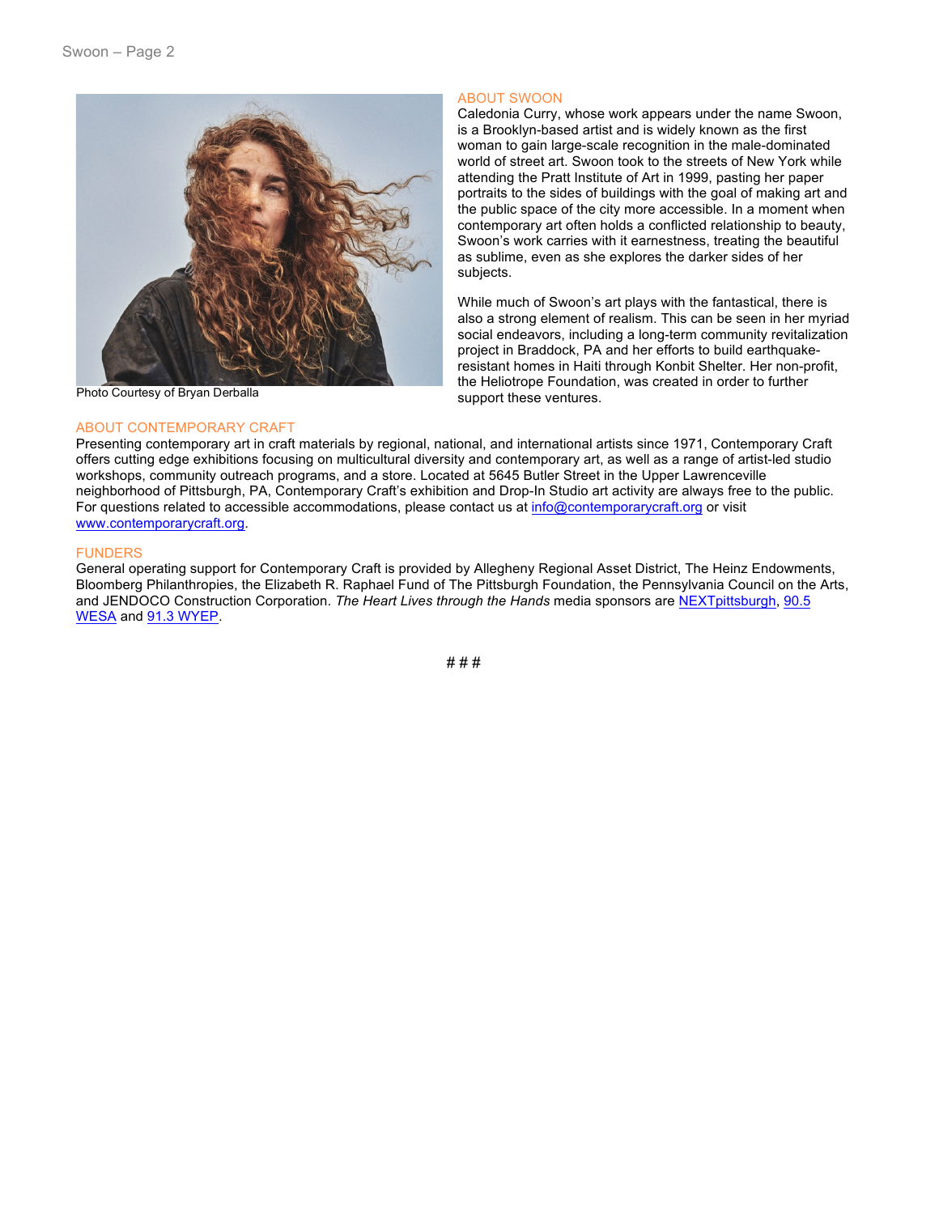Photo Courtesy of Bryan Derballa

## ABOUT SWOON

Caledonia Curry, whose work appears under the name Swoon, is a Brooklyn-based artist and is widely known as the first woman to gain large-scale recognition in the male-dominated world of street art. Swoon took to the streets of New York while attending the Pratt Institute of Art in 1999, pasting her paper portraits to the sides of buildings with the goal of making art and the public space of the city more accessible. In a moment when contemporary art often holds a conflicted relationship to beauty, Swoon's work carries with it earnestness, treating the beautiful as sublime, even as she explores the darker sides of her subjects.

While much of Swoon's art plays with the fantastical, there is also a strong element of realism. This can be seen in her myriad social endeavors, including a long-term community revitalization project in Braddock, PA and her efforts to build earthquake-resistant homes in Haiti through Konbit Shelter. Her non-profit, the Heliotrope Foundation, was created in order to further support these ventures.

## ABOUT CONTEMPORARY CRAFT

Presenting contemporary art in craft materials by regional, national, and international artists since 1971, Contemporary Craft offers cutting edge exhibitions focusing on multicultural diversity and contemporary art, as well as a range of artist-led studio workshops, community outreach programs, and a store. Located at 5645 Butler Street in the Upper Lawrenceville neighborhood of Pittsburgh, PA, Contemporary Craft's exhibition and Drop-In Studio art activity are always free to the public. For questions related to accessible accommodations, please contact us at info@contemporarycraft.org or visit www.contemporarycraft.org.

## FUNDERS

General operating support for Contemporary Craft is provided by Allegheny Regional Asset District, The Heinz Endowments, Bloomberg Philanthropies, the Elizabeth R. Raphael Fund of The Pittsburgh Foundation, the Pennsylvania Council on the Arts, and JENDOCO Construction Corporation. *The Heart Lives through the Hands* media sponsors are NEXTpittsburgh, 90.5 WESA and 91.3 WYEP.

# # #